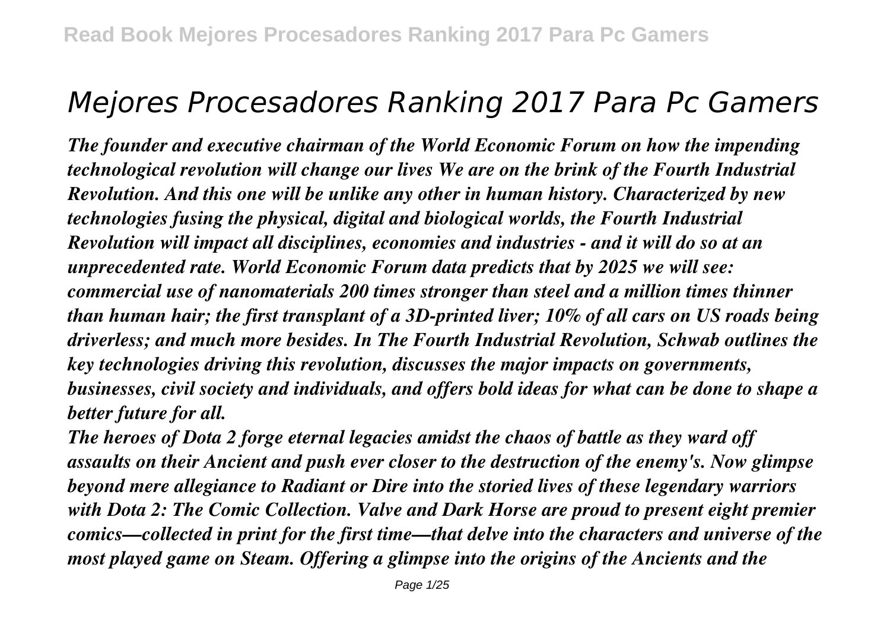# *Mejores Procesadores Ranking 2017 Para Pc Gamers*

***The founder and executive chairman of the World Economic Forum on how the impending technological revolution will change our lives We are on the brink of the Fourth Industrial Revolution. And this one will be unlike any other in human history. Characterized by new technologies fusing the physical, digital and biological worlds, the Fourth Industrial Revolution will impact all disciplines, economies and industries - and it will do so at an unprecedented rate. World Economic Forum data predicts that by 2025 we will see: commercial use of nanomaterials 200 times stronger than steel and a million times thinner than human hair; the first transplant of a 3D-printed liver; 10% of all cars on US roads being driverless; and much more besides. In The Fourth Industrial Revolution, Schwab outlines the key technologies driving this revolution, discusses the major impacts on governments, businesses, civil society and individuals, and offers bold ideas for what can be done to shape a better future for all.***

***The heroes of Dota 2 forge eternal legacies amidst the chaos of battle as they ward off assaults on their Ancient and push ever closer to the destruction of the enemy's. Now glimpse beyond mere allegiance to Radiant or Dire into the storied lives of these legendary warriors with Dota 2: The Comic Collection. Valve and Dark Horse are proud to present eight premier comics—collected in print for the first time—that delve into the characters and universe of the most played game on Steam. Offering a glimpse into the origins of the Ancients and the***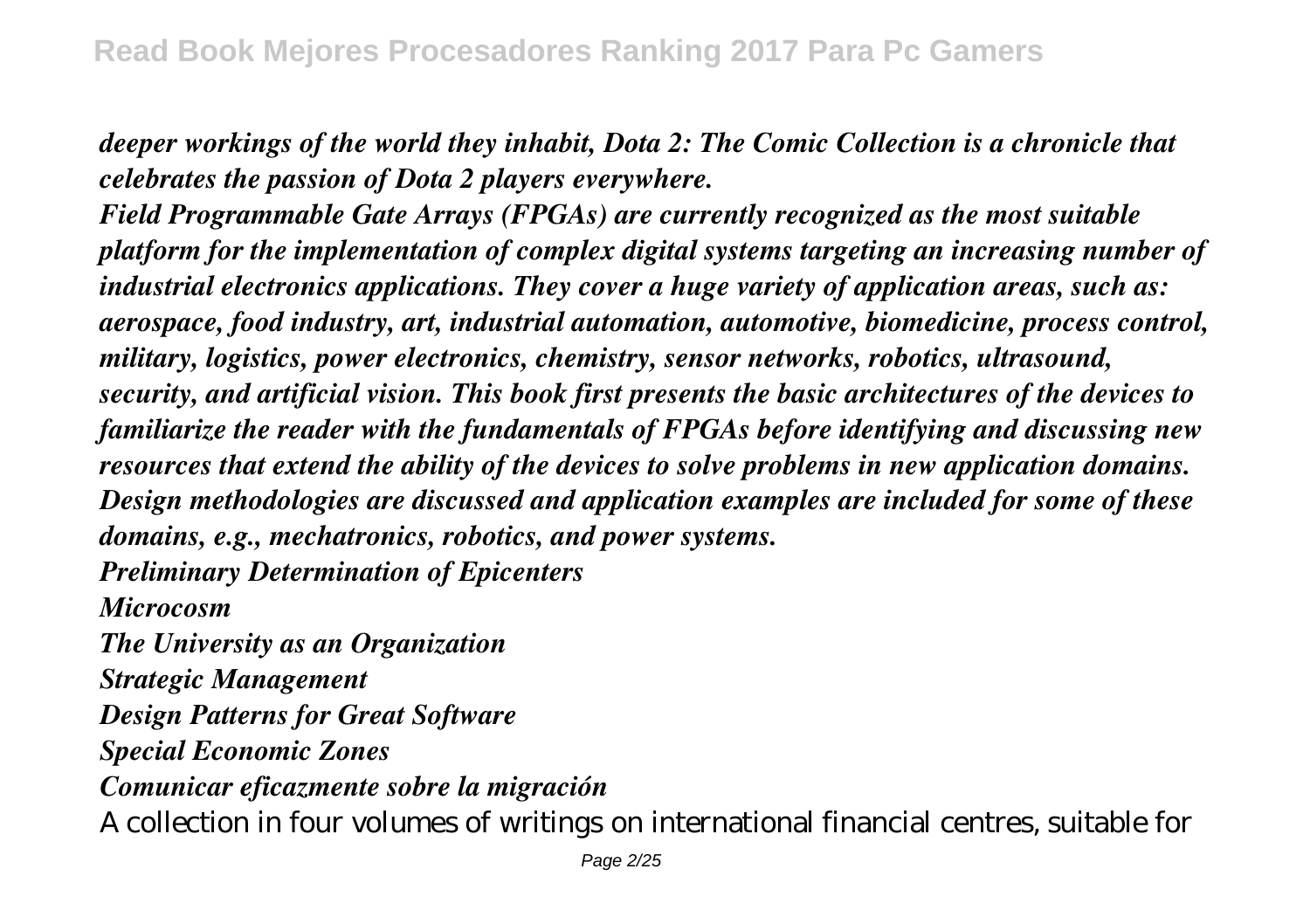*deeper workings of the world they inhabit, Dota 2: The Comic Collection is a chronicle that celebrates the passion of Dota 2 players everywhere.*

*Field Programmable Gate Arrays (FPGAs) are currently recognized as the most suitable platform for the implementation of complex digital systems targeting an increasing number of industrial electronics applications. They cover a huge variety of application areas, such as: aerospace, food industry, art, industrial automation, automotive, biomedicine, process control, military, logistics, power electronics, chemistry, sensor networks, robotics, ultrasound, security, and artificial vision. This book first presents the basic architectures of the devices to familiarize the reader with the fundamentals of FPGAs before identifying and discussing new resources that extend the ability of the devices to solve problems in new application domains. Design methodologies are discussed and application examples are included for some of these domains, e.g., mechatronics, robotics, and power systems.*

*Preliminary Determination of Epicenters*

*Microcosm*

*The University as an Organization*

*Strategic Management*

*Design Patterns for Great Software*

*Special Economic Zones*

*Comunicar eficazmente sobre la migración*

A collection in four volumes of writings on international financial centres, suitable for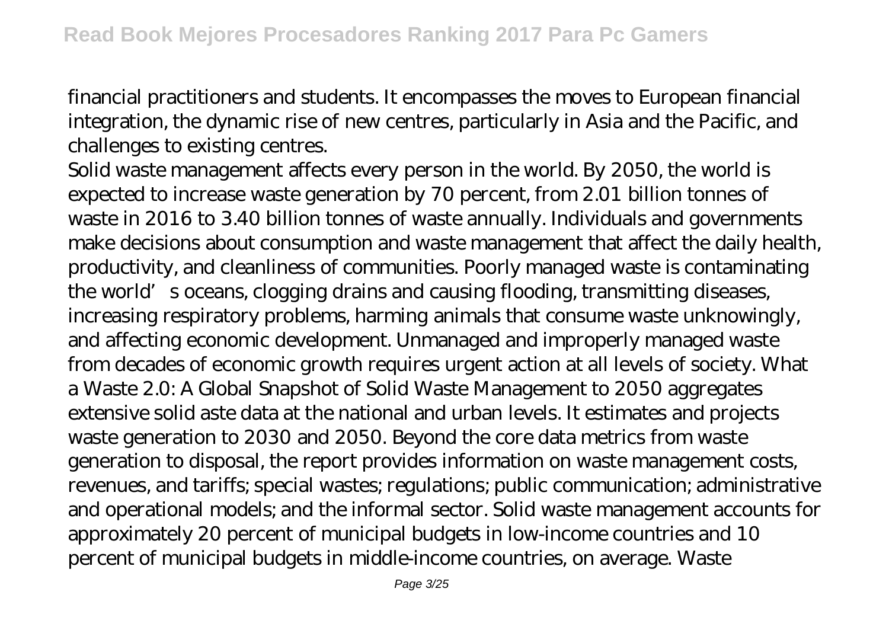financial practitioners and students. It encompasses the moves to European financial integration, the dynamic rise of new centres, particularly in Asia and the Pacific, and challenges to existing centres.

Solid waste management affects every person in the world. By 2050, the world is expected to increase waste generation by 70 percent, from 2.01 billion tonnes of waste in 2016 to 3.40 billion tonnes of waste annually. Individuals and governments make decisions about consumption and waste management that affect the daily health, productivity, and cleanliness of communities. Poorly managed waste is contaminating the world's oceans, clogging drains and causing flooding, transmitting diseases, increasing respiratory problems, harming animals that consume waste unknowingly, and affecting economic development. Unmanaged and improperly managed waste from decades of economic growth requires urgent action at all levels of society. What a Waste 2.0: A Global Snapshot of Solid Waste Management to 2050 aggregates extensive solid aste data at the national and urban levels. It estimates and projects waste generation to 2030 and 2050. Beyond the core data metrics from waste generation to disposal, the report provides information on waste management costs, revenues, and tariffs; special wastes; regulations; public communication; administrative and operational models; and the informal sector. Solid waste management accounts for approximately 20 percent of municipal budgets in low-income countries and 10 percent of municipal budgets in middle-income countries, on average. Waste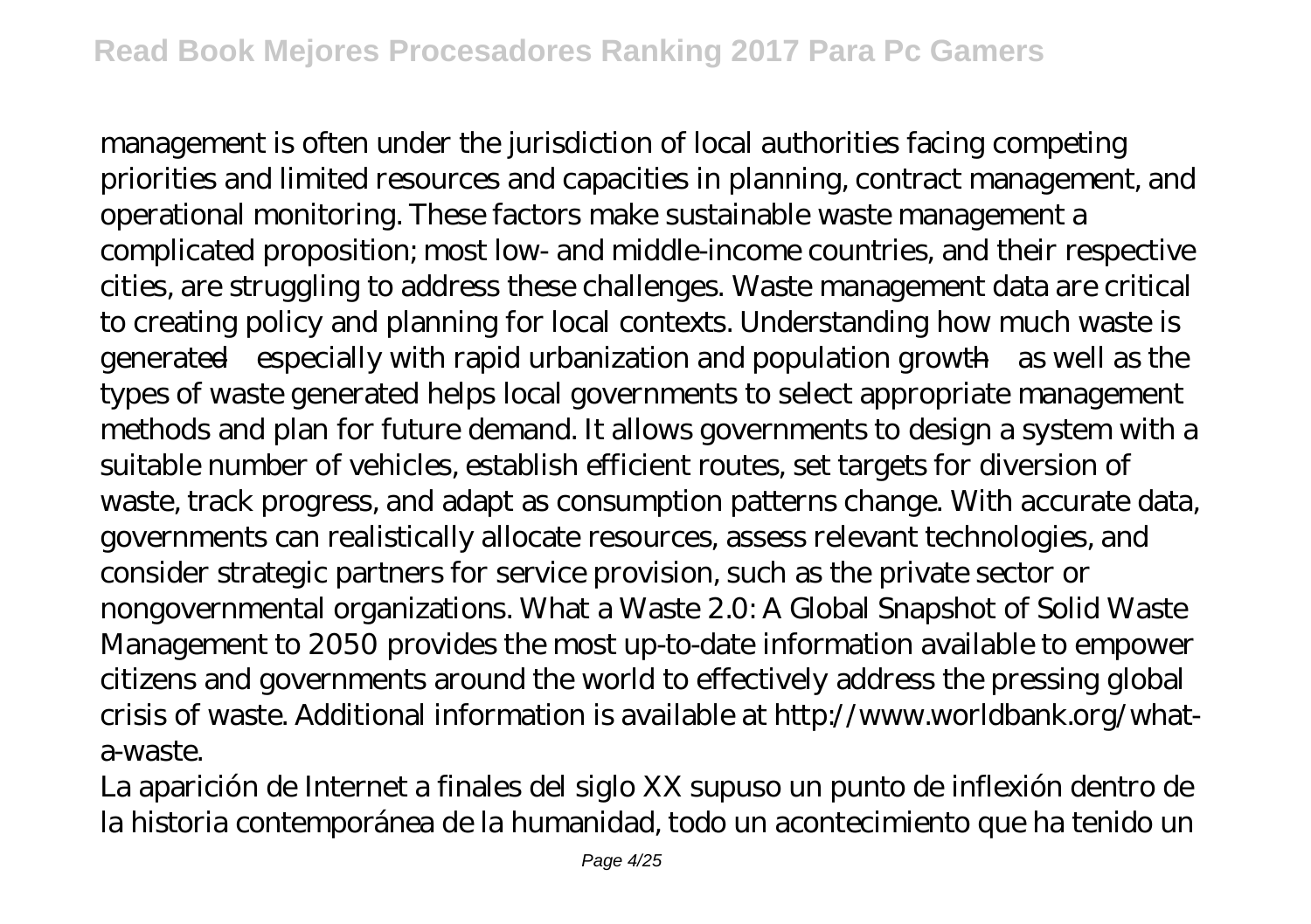management is often under the jurisdiction of local authorities facing competing priorities and limited resources and capacities in planning, contract management, and operational monitoring. These factors make sustainable waste management a complicated proposition; most low- and middle-income countries, and their respective cities, are struggling to address these challenges. Waste management data are critical to creating policy and planning for local contexts. Understanding how much waste is generated—especially with rapid urbanization and population growth—as well as the types of waste generated helps local governments to select appropriate management methods and plan for future demand. It allows governments to design a system with a suitable number of vehicles, establish efficient routes, set targets for diversion of waste, track progress, and adapt as consumption patterns change. With accurate data, governments can realistically allocate resources, assess relevant technologies, and consider strategic partners for service provision, such as the private sector or nongovernmental organizations. What a Waste 2.0: A Global Snapshot of Solid Waste Management to 2050 provides the most up-to-date information available to empower citizens and governments around the world to effectively address the pressing global crisis of waste. Additional information is available at http://www.worldbank.org/what-a-waste.

La aparición de Internet a finales del siglo XX supuso un punto de inflexión dentro de la historia contemporánea de la humanidad, todo un acontecimiento que ha tenido un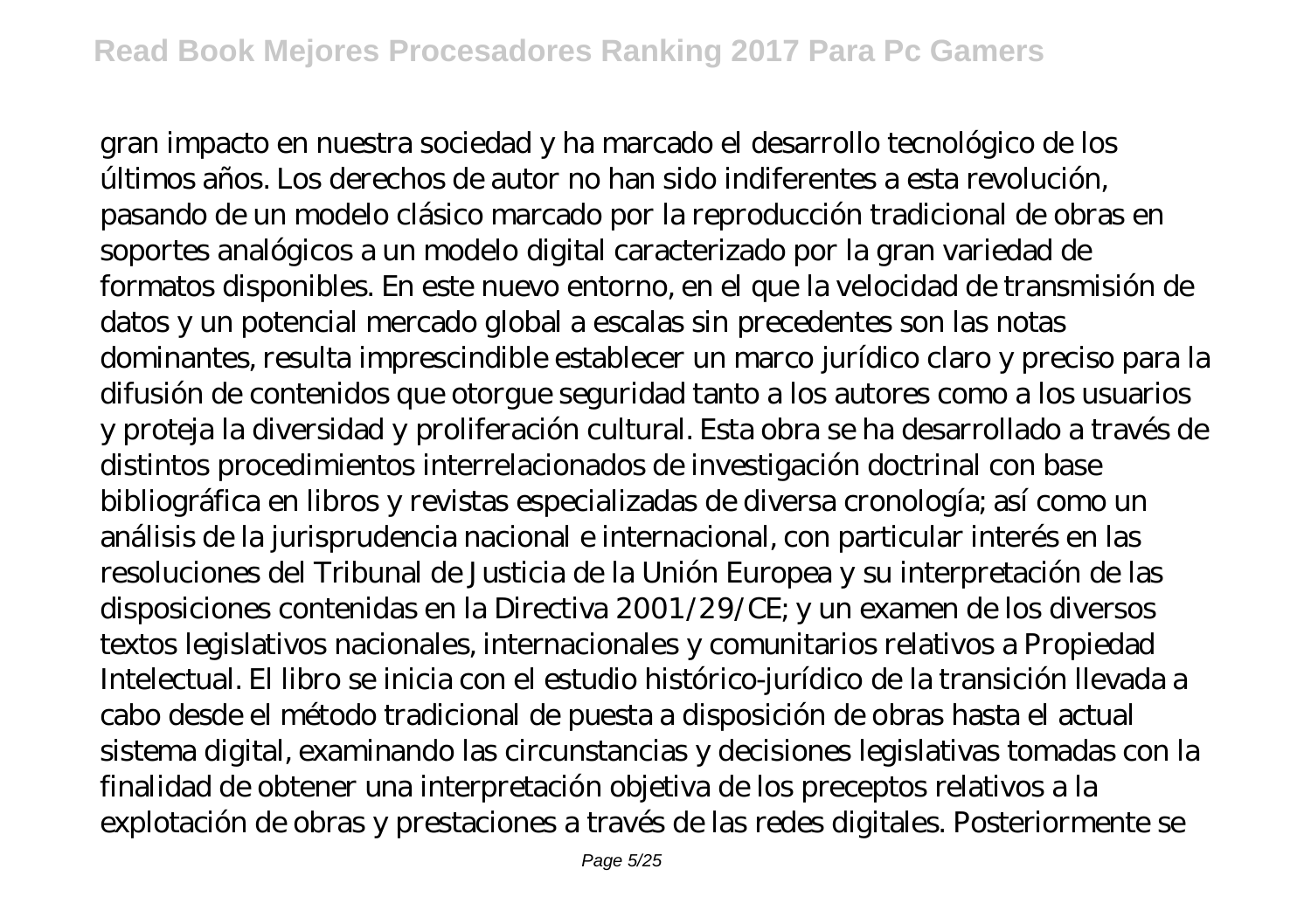gran impacto en nuestra sociedad y ha marcado el desarrollo tecnológico de los últimos años. Los derechos de autor no han sido indiferentes a esta revolución, pasando de un modelo clásico marcado por la reproducción tradicional de obras en soportes analógicos a un modelo digital caracterizado por la gran variedad de formatos disponibles. En este nuevo entorno, en el que la velocidad de transmisión de datos y un potencial mercado global a escalas sin precedentes son las notas dominantes, resulta imprescindible establecer un marco jurídico claro y preciso para la difusión de contenidos que otorgue seguridad tanto a los autores como a los usuarios y proteja la diversidad y proliferación cultural. Esta obra se ha desarrollado a través de distintos procedimientos interrelacionados de investigación doctrinal con base bibliográfica en libros y revistas especializadas de diversa cronología; así como un análisis de la jurisprudencia nacional e internacional, con particular interés en las resoluciones del Tribunal de Justicia de la Unión Europea y su interpretación de las disposiciones contenidas en la Directiva 2001/29/CE; y un examen de los diversos textos legislativos nacionales, internacionales y comunitarios relativos a Propiedad Intelectual. El libro se inicia con el estudio histórico-jurídico de la transición llevada a cabo desde el método tradicional de puesta a disposición de obras hasta el actual sistema digital, examinando las circunstancias y decisiones legislativas tomadas con la finalidad de obtener una interpretación objetiva de los preceptos relativos a la explotación de obras y prestaciones a través de las redes digitales. Posteriormente se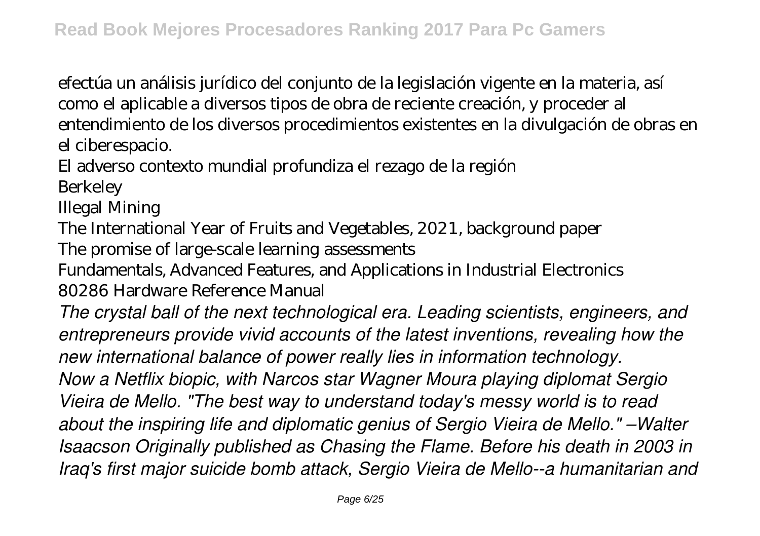efectúa un análisis jurídico del conjunto de la legislación vigente en la materia, así como el aplicable a diversos tipos de obra de reciente creación, y proceder al entendimiento de los diversos procedimientos existentes en la divulgación de obras en el ciberespacio.

El adverso contexto mundial profundiza el rezago de la región

Berkeley

Illegal Mining

The International Year of Fruits and Vegetables, 2021, background paper

The promise of large-scale learning assessments

Fundamentals, Advanced Features, and Applications in Industrial Electronics

80286 Hardware Reference Manual

*The crystal ball of the next technological era. Leading scientists, engineers, and entrepreneurs provide vivid accounts of the latest inventions, revealing how the new international balance of power really lies in information technology.*

*Now a Netflix biopic, with Narcos star Wagner Moura playing diplomat Sergio Vieira de Mello. "The best way to understand today's messy world is to read about the inspiring life and diplomatic genius of Sergio Vieira de Mello." –Walter Isaacson Originally published as Chasing the Flame. Before his death in 2003 in Iraq's first major suicide bomb attack, Sergio Vieira de Mello--a humanitarian and*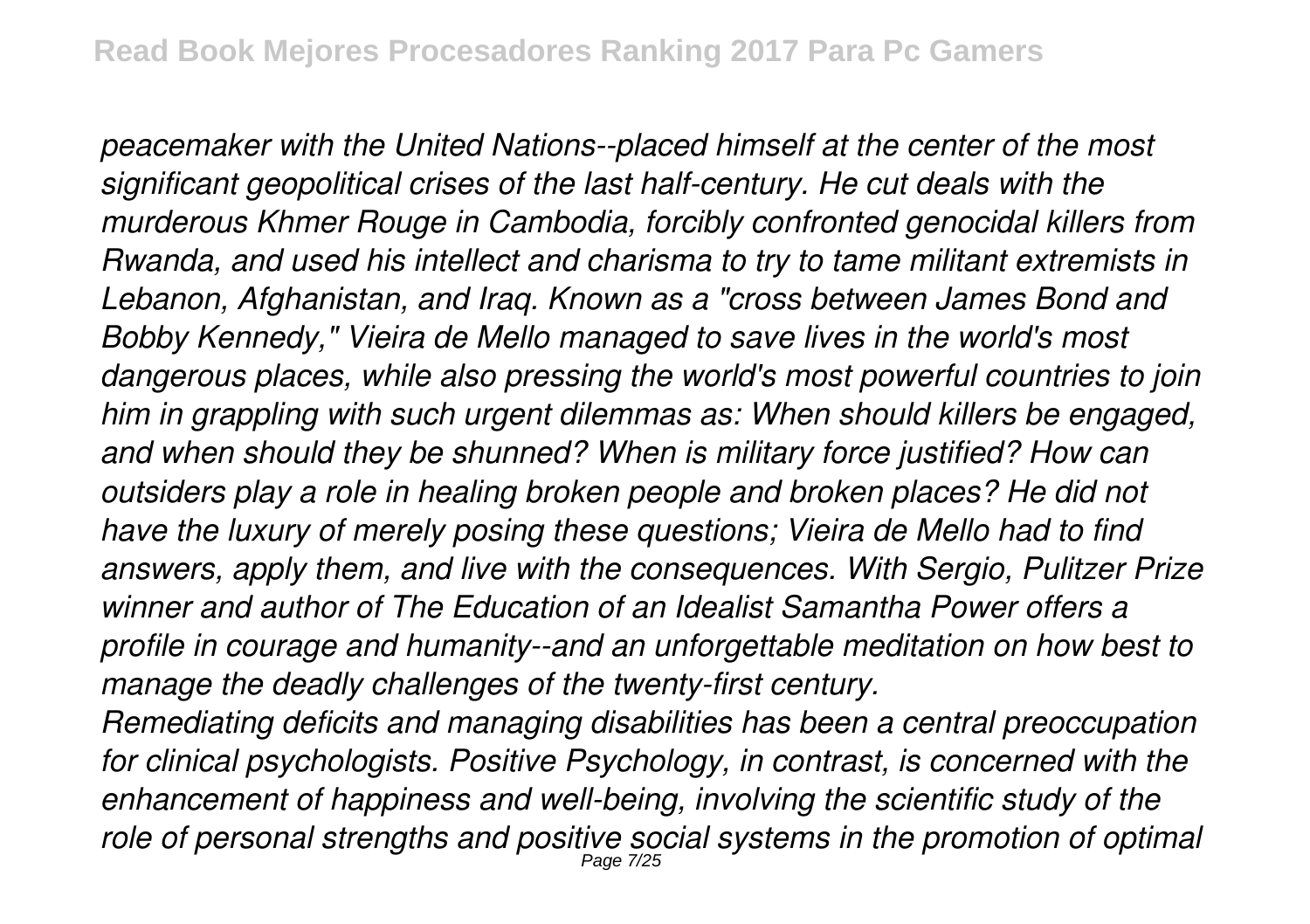*peacemaker with the United Nations--placed himself at the center of the most significant geopolitical crises of the last half-century. He cut deals with the murderous Khmer Rouge in Cambodia, forcibly confronted genocidal killers from Rwanda, and used his intellect and charisma to try to tame militant extremists in Lebanon, Afghanistan, and Iraq. Known as a "cross between James Bond and Bobby Kennedy," Vieira de Mello managed to save lives in the world's most dangerous places, while also pressing the world's most powerful countries to join him in grappling with such urgent dilemmas as: When should killers be engaged, and when should they be shunned? When is military force justified? How can outsiders play a role in healing broken people and broken places? He did not have the luxury of merely posing these questions; Vieira de Mello had to find answers, apply them, and live with the consequences. With Sergio, Pulitzer Prize winner and author of The Education of an Idealist Samantha Power offers a profile in courage and humanity--and an unforgettable meditation on how best to manage the deadly challenges of the twenty-first century.*

*Remediating deficits and managing disabilities has been a central preoccupation for clinical psychologists. Positive Psychology, in contrast, is concerned with the enhancement of happiness and well-being, involving the scientific study of the role of personal strengths and positive social systems in the promotion of optimal*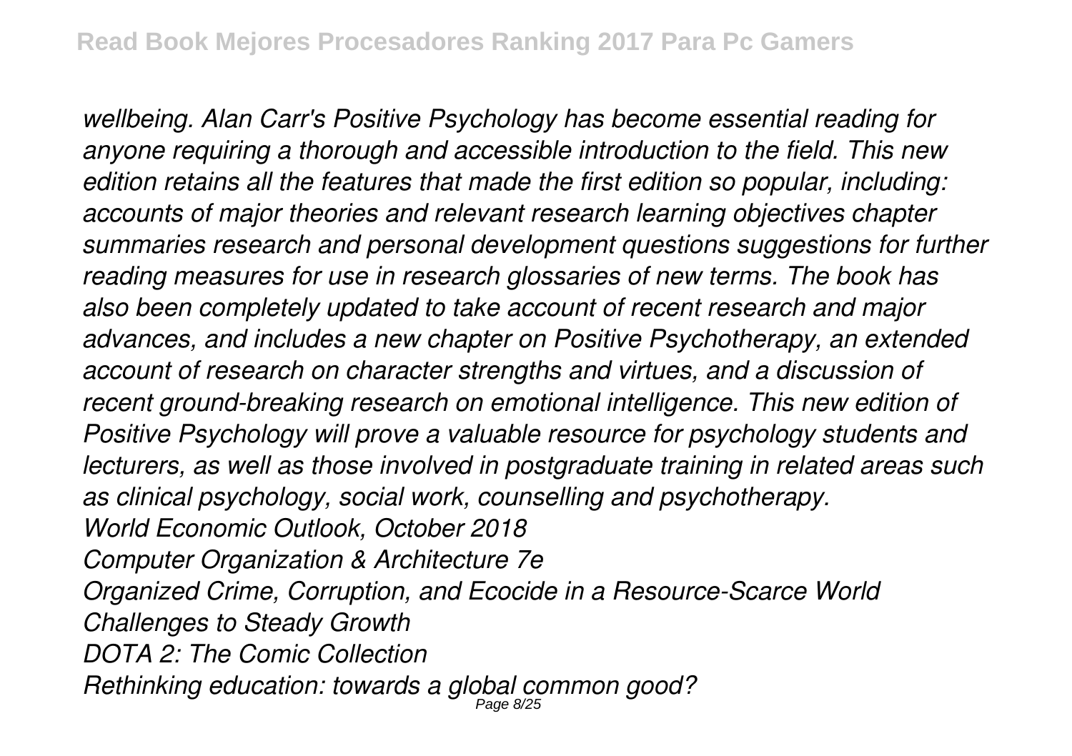*wellbeing. Alan Carr's Positive Psychology has become essential reading for anyone requiring a thorough and accessible introduction to the field. This new edition retains all the features that made the first edition so popular, including: accounts of major theories and relevant research learning objectives chapter summaries research and personal development questions suggestions for further reading measures for use in research glossaries of new terms. The book has also been completely updated to take account of recent research and major advances, and includes a new chapter on Positive Psychotherapy, an extended account of research on character strengths and virtues, and a discussion of recent ground-breaking research on emotional intelligence. This new edition of Positive Psychology will prove a valuable resource for psychology students and lecturers, as well as those involved in postgraduate training in related areas such as clinical psychology, social work, counselling and psychotherapy.*

*World Economic Outlook, October 2018*

*Computer Organization & Architecture 7e*

*Organized Crime, Corruption, and Ecocide in a Resource-Scarce World*

*Challenges to Steady Growth*

*DOTA 2: The Comic Collection*

*Rethinking education: towards a global common good?*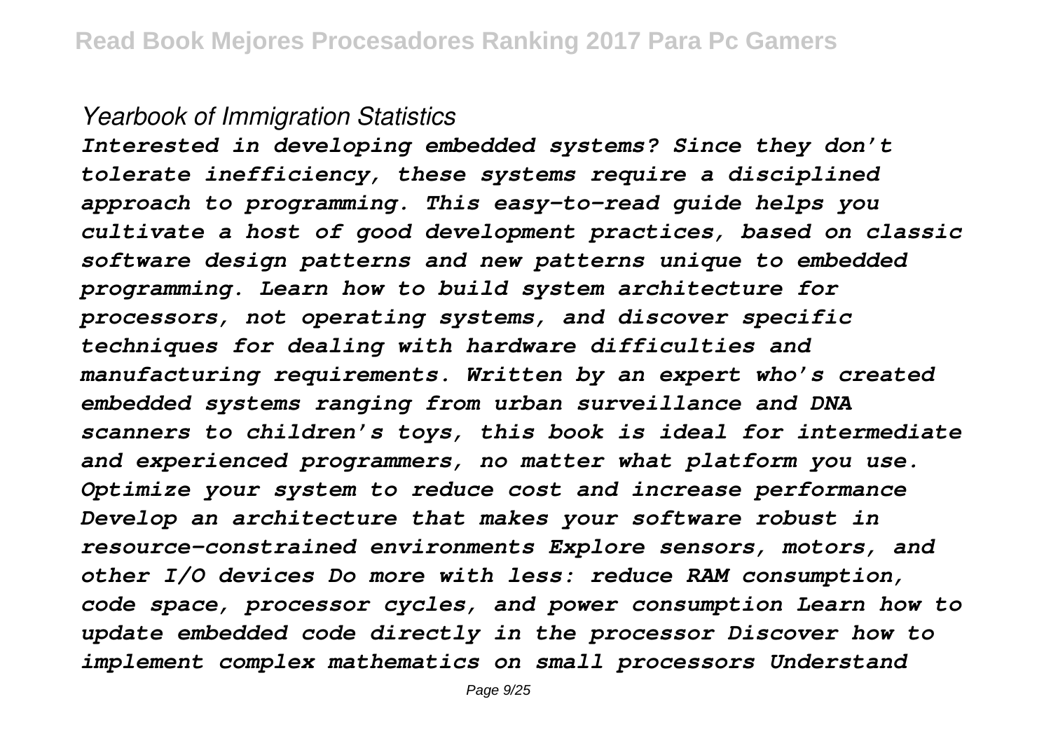*Yearbook of Immigration Statistics*

*Interested in developing embedded systems? Since they don't tolerate inefficiency, these systems require a disciplined approach to programming. This easy-to-read guide helps you cultivate a host of good development practices, based on classic software design patterns and new patterns unique to embedded programming. Learn how to build system architecture for processors, not operating systems, and discover specific techniques for dealing with hardware difficulties and manufacturing requirements. Written by an expert who's created embedded systems ranging from urban surveillance and DNA scanners to children's toys, this book is ideal for intermediate and experienced programmers, no matter what platform you use. Optimize your system to reduce cost and increase performance Develop an architecture that makes your software robust in resource-constrained environments Explore sensors, motors, and other I/O devices Do more with less: reduce RAM consumption, code space, processor cycles, and power consumption Learn how to update embedded code directly in the processor Discover how to implement complex mathematics on small processors Understand*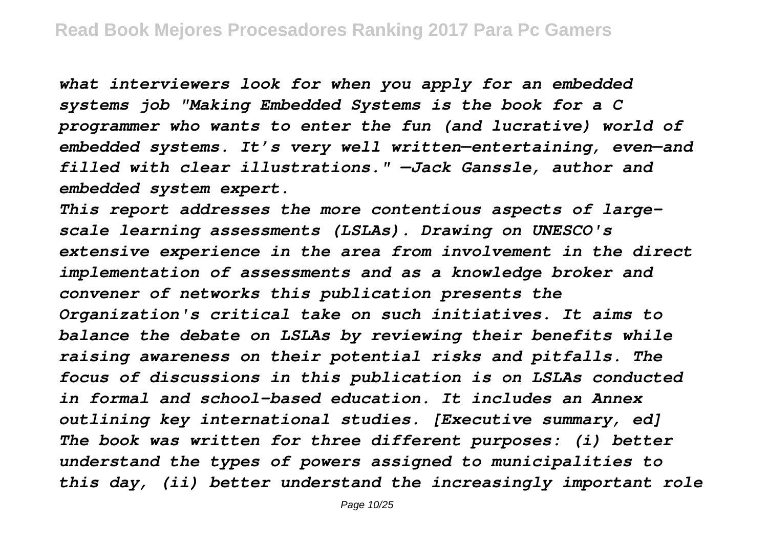*what interviewers look for when you apply for an embedded systems job "Making Embedded Systems is the book for a C programmer who wants to enter the fun (and lucrative) world of embedded systems. It's very well written—entertaining, even—and filled with clear illustrations." —Jack Ganssle, author and embedded system expert.*

*This report addresses the more contentious aspects of large-scale learning assessments (LSLAs). Drawing on UNESCO's extensive experience in the area from involvement in the direct implementation of assessments and as a knowledge broker and convener of networks this publication presents the Organization's critical take on such initiatives. It aims to balance the debate on LSLAs by reviewing their benefits while raising awareness on their potential risks and pitfalls. The focus of discussions in this publication is on LSLAs conducted in formal and school-based education. It includes an Annex outlining key international studies. [Executive summary, ed]*

*The book was written for three different purposes: (i) better understand the types of powers assigned to municipalities to this day, (ii) better understand the increasingly important role*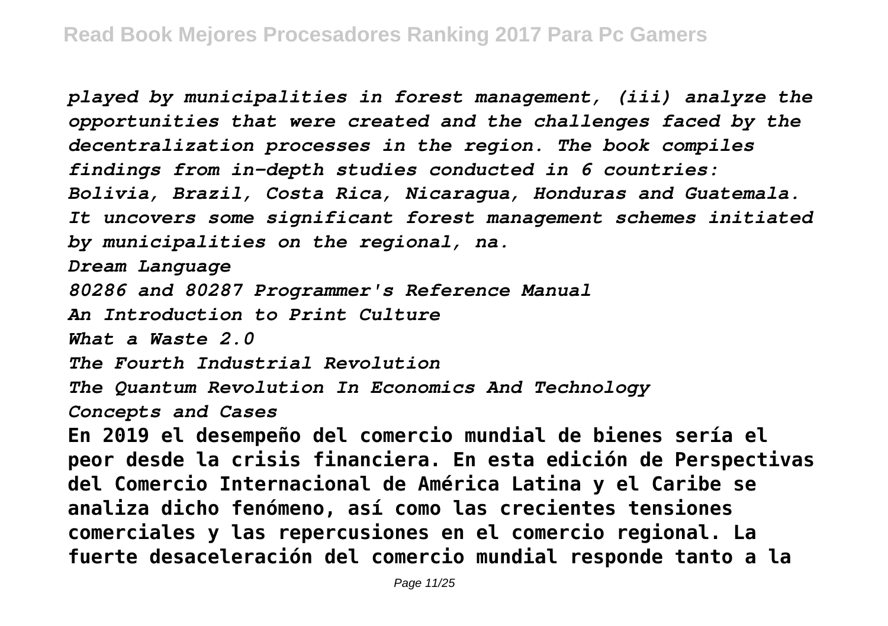*played by municipalities in forest management, (iii) analyze the opportunities that were created and the challenges faced by the decentralization processes in the region. The book compiles findings from in-depth studies conducted in 6 countries: Bolivia, Brazil, Costa Rica, Nicaragua, Honduras and Guatemala. It uncovers some significant forest management schemes initiated by municipalities on the regional, na.*

*Dream Language*

*80286 and 80287 Programmer's Reference Manual*

*An Introduction to Print Culture*

*What a Waste 2.0*

*The Fourth Industrial Revolution*

*The Quantum Revolution In Economics And Technology*

*Concepts and Cases*

**En 2019 el desempeño del comercio mundial de bienes sería el peor desde la crisis financiera. En esta edición de Perspectivas del Comercio Internacional de América Latina y el Caribe se analiza dicho fenómeno, así como las crecientes tensiones comerciales y las repercusiones en el comercio regional. La fuerte desaceleración del comercio mundial responde tanto a la**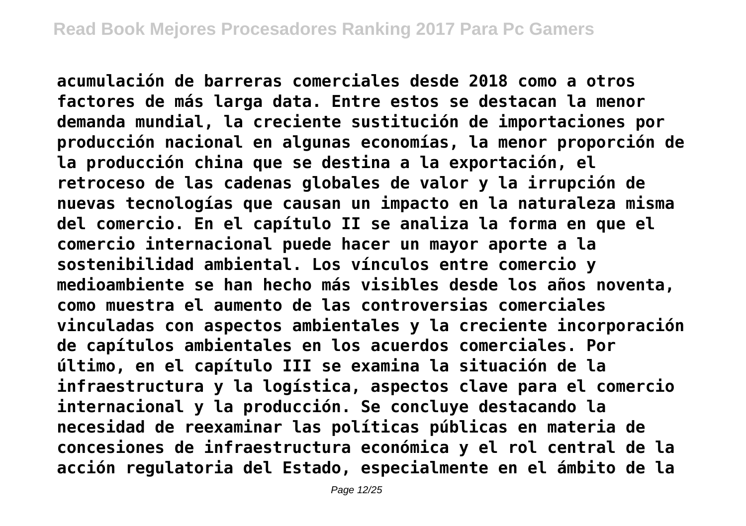acumulación de barreras comerciales desde 2018 como a otros factores de más larga data. Entre estos se destacan la menor demanda mundial, la creciente sustitución de importaciones por producción nacional en algunas economías, la menor proporción de la producción china que se destina a la exportación, el retroceso de las cadenas globales de valor y la irrupción de nuevas tecnologías que causan un impacto en la naturaleza misma del comercio. En el capítulo II se analiza la forma en que el comercio internacional puede hacer un mayor aporte a la sostenibilidad ambiental. Los vínculos entre comercio y medioambiente se han hecho más visibles desde los años noventa, como muestra el aumento de las controversias comerciales vinculadas con aspectos ambientales y la creciente incorporación de capítulos ambientales en los acuerdos comerciales. Por último, en el capítulo III se examina la situación de la infraestructura y la logística, aspectos clave para el comercio internacional y la producción. Se concluye destacando la necesidad de reexaminar las políticas públicas en materia de concesiones de infraestructura económica y el rol central de la acción regulatoria del Estado, especialmente en el ámbito de la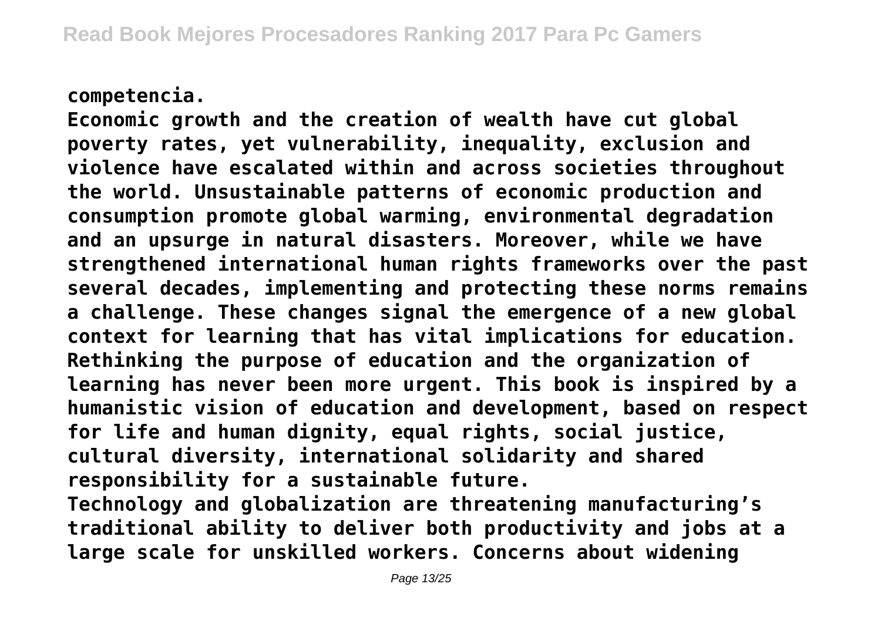**competencia.**

**Economic growth and the creation of wealth have cut global poverty rates, yet vulnerability, inequality, exclusion and violence have escalated within and across societies throughout the world. Unsustainable patterns of economic production and consumption promote global warming, environmental degradation and an upsurge in natural disasters. Moreover, while we have strengthened international human rights frameworks over the past several decades, implementing and protecting these norms remains a challenge. These changes signal the emergence of a new global context for learning that has vital implications for education. Rethinking the purpose of education and the organization of learning has never been more urgent. This book is inspired by a humanistic vision of education and development, based on respect for life and human dignity, equal rights, social justice, cultural diversity, international solidarity and shared responsibility for a sustainable future.**

**Technology and globalization are threatening manufacturing's traditional ability to deliver both productivity and jobs at a large scale for unskilled workers. Concerns about widening**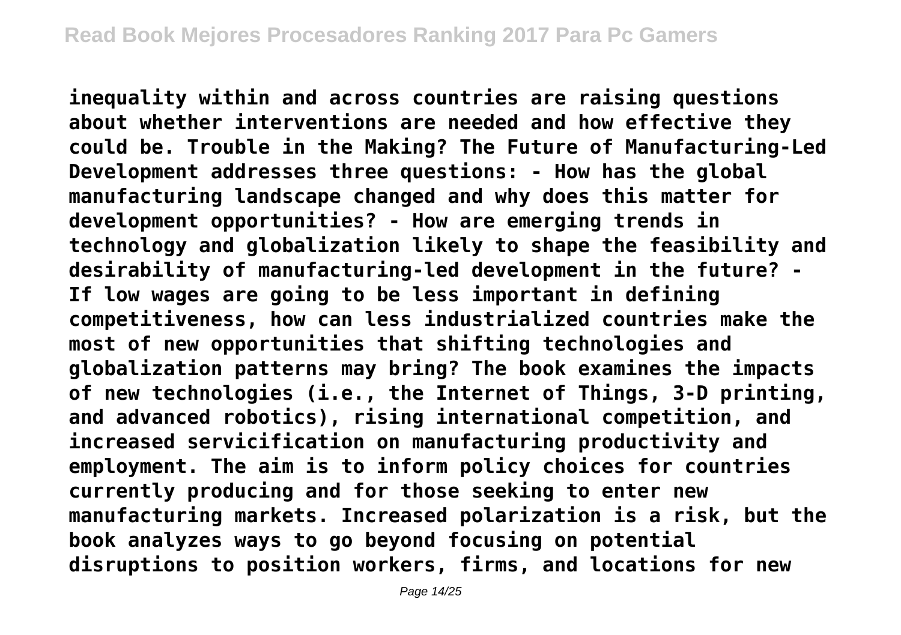**inequality within and across countries are raising questions about whether interventions are needed and how effective they could be. Trouble in the Making? The Future of Manufacturing-Led Development addresses three questions: - How has the global manufacturing landscape changed and why does this matter for development opportunities? - How are emerging trends in technology and globalization likely to shape the feasibility and desirability of manufacturing-led development in the future? - If low wages are going to be less important in defining competitiveness, how can less industrialized countries make the most of new opportunities that shifting technologies and globalization patterns may bring? The book examines the impacts of new technologies (i.e., the Internet of Things, 3-D printing, and advanced robotics), rising international competition, and increased servicification on manufacturing productivity and employment. The aim is to inform policy choices for countries currently producing and for those seeking to enter new manufacturing markets. Increased polarization is a risk, but the book analyzes ways to go beyond focusing on potential disruptions to position workers, firms, and locations for new**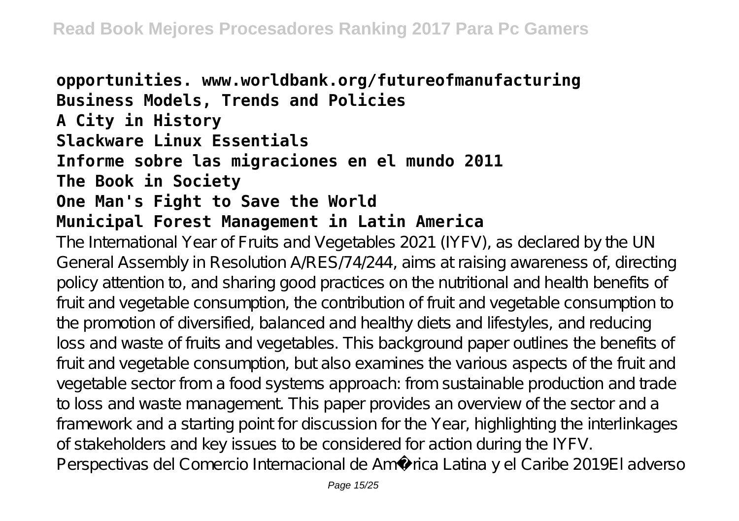**opportunities. www.worldbank.org/futureofmanufacturing**
**Business Models, Trends and Policies**
**A City in History**
**Slackware Linux Essentials**
**Informe sobre las migraciones en el mundo 2011**
**The Book in Society**
**One Man's Fight to Save the World**
**Municipal Forest Management in Latin America**

The International Year of Fruits and Vegetables 2021 (IYFV), as declared by the UN General Assembly in Resolution A/RES/74/244, aims at raising awareness of, directing policy attention to, and sharing good practices on the nutritional and health benefits of fruit and vegetable consumption, the contribution of fruit and vegetable consumption to the promotion of diversified, balanced and healthy diets and lifestyles, and reducing loss and waste of fruits and vegetables. This background paper outlines the benefits of fruit and vegetable consumption, but also examines the various aspects of the fruit and vegetable sector from a food systems approach: from sustainable production and trade to loss and waste management. This paper provides an overview of the sector and a framework and a starting point for discussion for the Year, highlighting the interlinkages of stakeholders and key issues to be considered for action during the IYFV.

Perspectivas del Comercio Internacional de América Latina y el Caribe 2019El adverso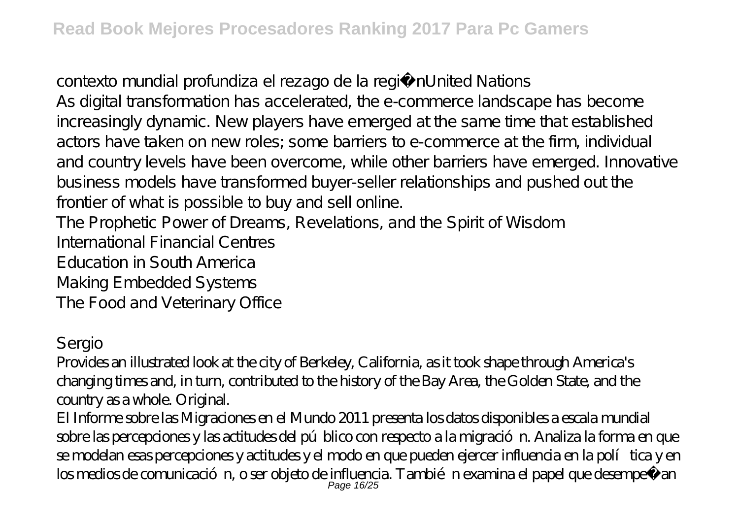contexto mundial profundiza el rezago de la regi nUnited Nations

As digital transformation has accelerated, the e-commerce landscape has become increasingly dynamic. New players have emerged at the same time that established actors have taken on new roles; some barriers to e-commerce at the firm, individual and country levels have been overcome, while other barriers have emerged. Innovative business models have transformed buyer-seller relationships and pushed out the frontier of what is possible to buy and sell online.

The Prophetic Power of Dreams, Revelations, and the Spirit of Wisdom

International Financial Centres

Education in South America

Making Embedded Systems

The Food and Veterinary Office

Sergio

Provides an illustrated look at the city of Berkeley, California, as it took shape through America's changing times and, in turn, contributed to the history of the Bay Area, the Golden State, and the country as a whole. Original.

El Informe sobre las Migraciones en el Mundo 2011 presenta los datos disponibles a escala mundial sobre las percepciones y las actitudes del pú blico con respecto a la migració n. Analiza la forma en que se modelan esas percepciones y actitudes y el modo en que pueden ejercer influencia en la polí tica y en los medios de comunicació n, o ser objeto de influencia. Tambié n examina el papel que desempe an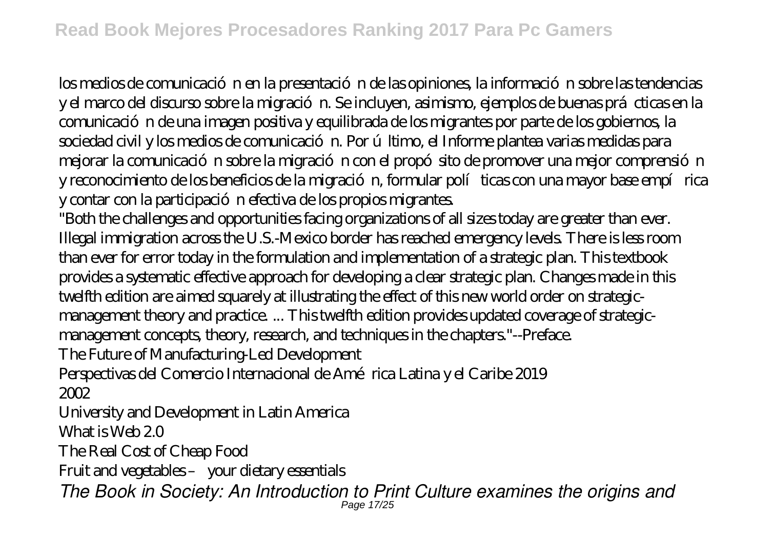los medios de comunicación en la presentación de las opiniones, la información sobre las tendencias y el marco del discurso sobre la migración. Se incluyen, asimismo, ejemplos de buenas prácticas en la comunicación de una imagen positiva y equilibrada de los migrantes por parte de los gobiernos, la sociedad civil y los medios de comunicación. Por último, el Informe plantea varias medidas para mejorar la comunicación sobre la migración con el propósito de promover una mejor comprensión y reconocimiento de los beneficios de la migración, formular políticas con una mayor base empírica y contar con la participación efectiva de los propios migrantes.

"Both the challenges and opportunities facing organizations of all sizes today are greater than ever. Illegal immigration across the U.S.-Mexico border has reached emergency levels. There is less room than ever for error today in the formulation and implementation of a strategic plan. This textbook provides a systematic effective approach for developing a clear strategic plan. Changes made in this twelfth edition are aimed squarely at illustrating the effect of this new world order on strategic-management theory and practice. ... This twelfth edition provides updated coverage of strategic-management concepts, theory, research, and techniques in the chapters."--Preface.

The Future of Manufacturing-Led Development

Perspectivas del Comercio Internacional de América Latina y el Caribe 2019

2002

University and Development in Latin America

What is Web 2.0

The Real Cost of Cheap Food

Fruit and vegetables – your dietary essentials

***The Book in Society: An Introduction to Print Culture examines the origins and***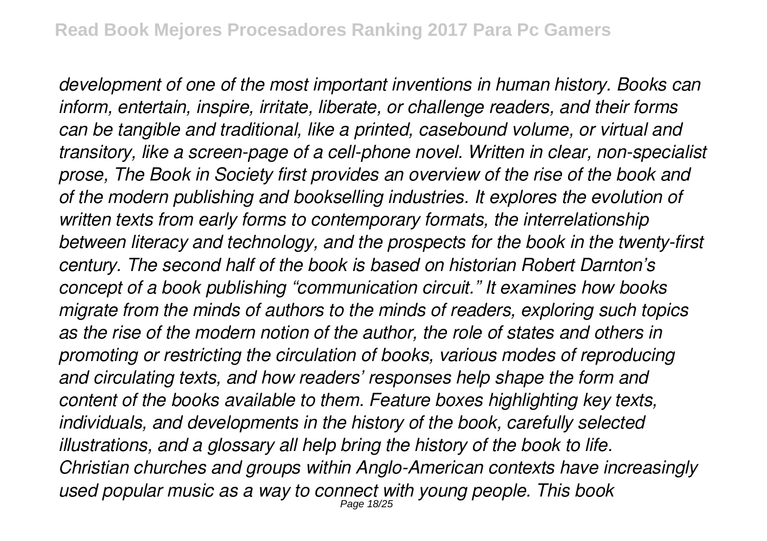*development of one of the most important inventions in human history. Books can inform, entertain, inspire, irritate, liberate, or challenge readers, and their forms can be tangible and traditional, like a printed, casebound volume, or virtual and transitory, like a screen-page of a cell-phone novel. Written in clear, non-specialist prose, The Book in Society first provides an overview of the rise of the book and of the modern publishing and bookselling industries. It explores the evolution of written texts from early forms to contemporary formats, the interrelationship between literacy and technology, and the prospects for the book in the twenty-first century. The second half of the book is based on historian Robert Darnton's concept of a book publishing "communication circuit." It examines how books migrate from the minds of authors to the minds of readers, exploring such topics as the rise of the modern notion of the author, the role of states and others in promoting or restricting the circulation of books, various modes of reproducing and circulating texts, and how readers' responses help shape the form and content of the books available to them. Feature boxes highlighting key texts, individuals, and developments in the history of the book, carefully selected illustrations, and a glossary all help bring the history of the book to life.*
*Christian churches and groups within Anglo-American contexts have increasingly used popular music as a way to connect with young people. This book*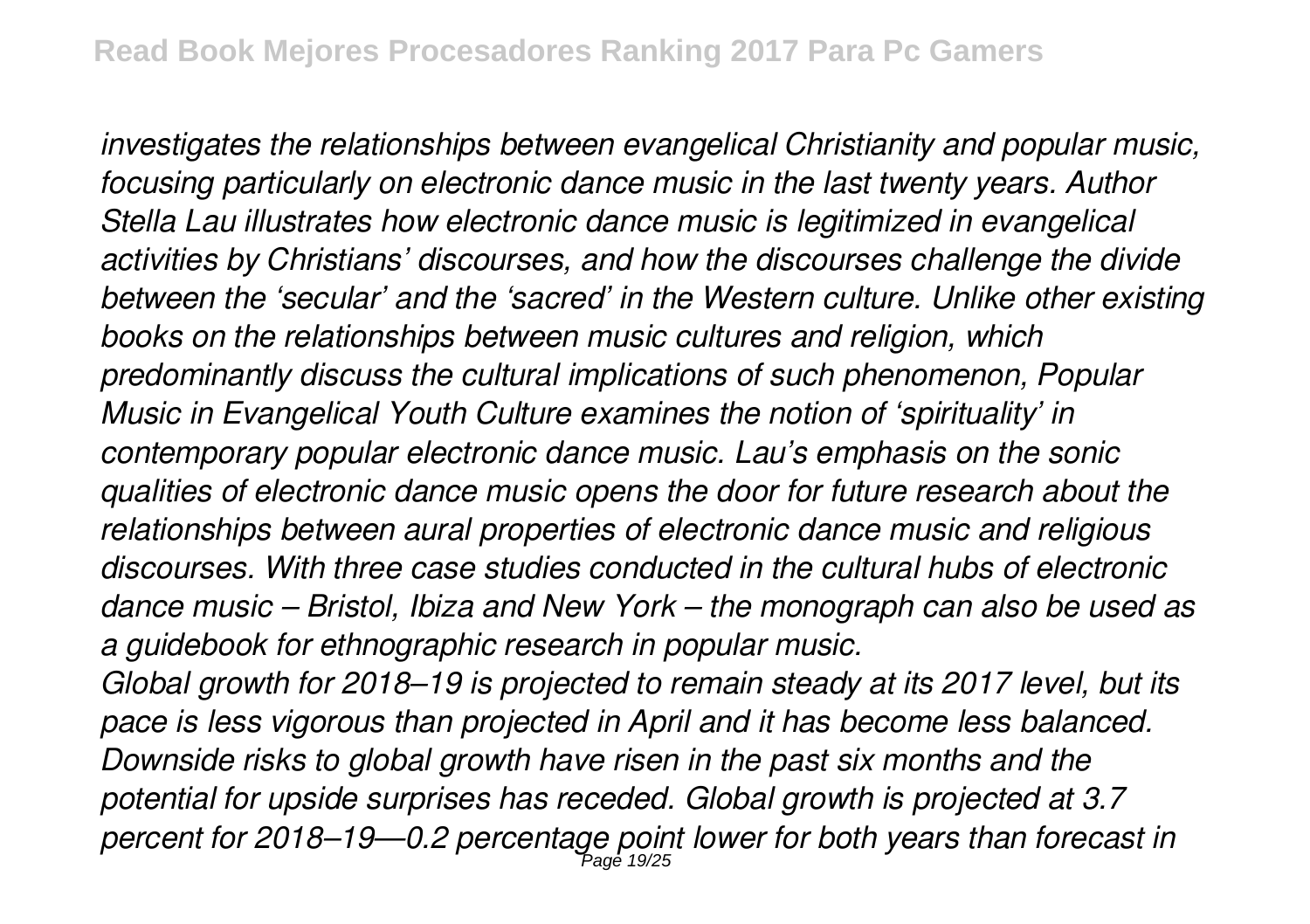*investigates the relationships between evangelical Christianity and popular music, focusing particularly on electronic dance music in the last twenty years. Author Stella Lau illustrates how electronic dance music is legitimized in evangelical activities by Christians' discourses, and how the discourses challenge the divide between the 'secular' and the 'sacred' in the Western culture. Unlike other existing books on the relationships between music cultures and religion, which predominantly discuss the cultural implications of such phenomenon, Popular Music in Evangelical Youth Culture examines the notion of 'spirituality' in contemporary popular electronic dance music. Lau's emphasis on the sonic qualities of electronic dance music opens the door for future research about the relationships between aural properties of electronic dance music and religious discourses. With three case studies conducted in the cultural hubs of electronic dance music – Bristol, Ibiza and New York – the monograph can also be used as a guidebook for ethnographic research in popular music.*

*Global growth for 2018–19 is projected to remain steady at its 2017 level, but its pace is less vigorous than projected in April and it has become less balanced. Downside risks to global growth have risen in the past six months and the potential for upside surprises has receded. Global growth is projected at 3.7 percent for 2018–19—0.2 percentage point lower for both years than forecast in*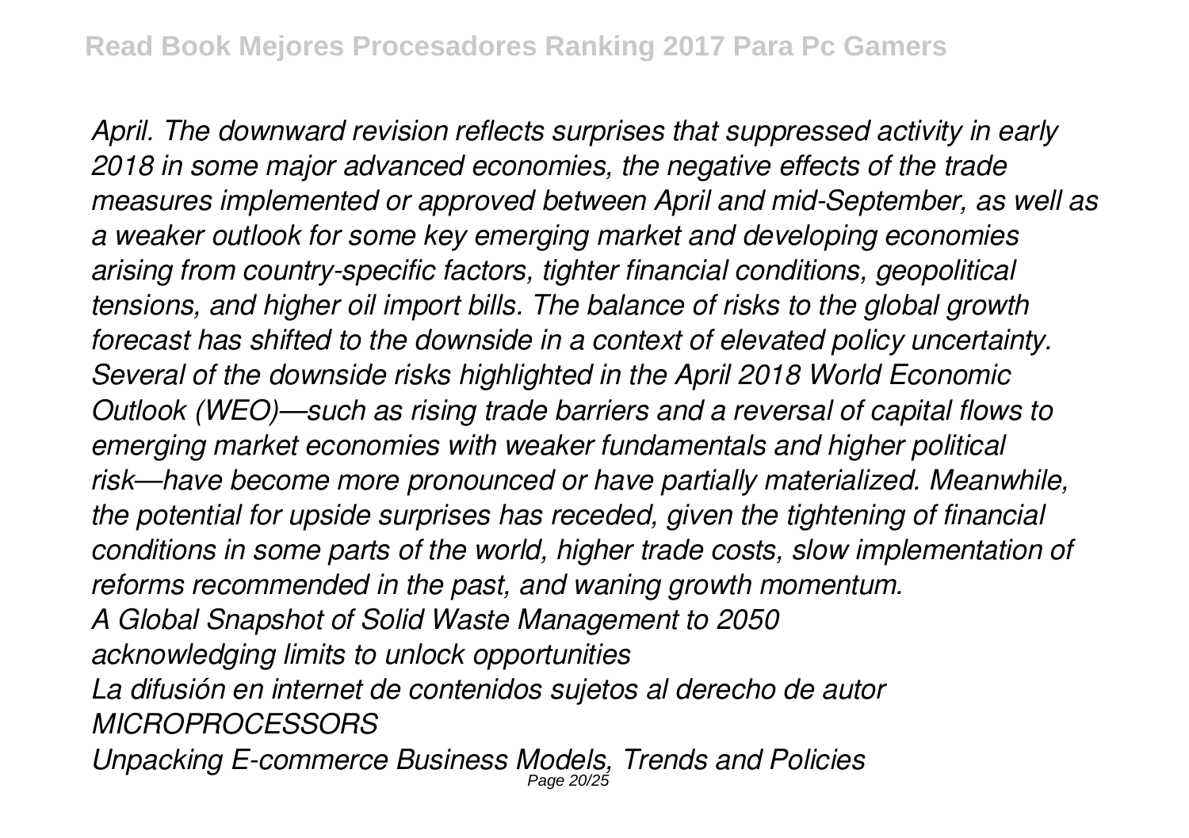*April. The downward revision reflects surprises that suppressed activity in early 2018 in some major advanced economies, the negative effects of the trade measures implemented or approved between April and mid-September, as well as a weaker outlook for some key emerging market and developing economies arising from country-specific factors, tighter financial conditions, geopolitical tensions, and higher oil import bills. The balance of risks to the global growth forecast has shifted to the downside in a context of elevated policy uncertainty. Several of the downside risks highlighted in the April 2018 World Economic Outlook (WEO)—such as rising trade barriers and a reversal of capital flows to emerging market economies with weaker fundamentals and higher political risk—have become more pronounced or have partially materialized. Meanwhile, the potential for upside surprises has receded, given the tightening of financial conditions in some parts of the world, higher trade costs, slow implementation of reforms recommended in the past, and waning growth momentum.*

*A Global Snapshot of Solid Waste Management to 2050*

*acknowledging limits to unlock opportunities*

*La difusión en internet de contenidos sujetos al derecho de autor*

*MICROPROCESSORS*

*Unpacking E-commerce Business Models, Trends and Policies*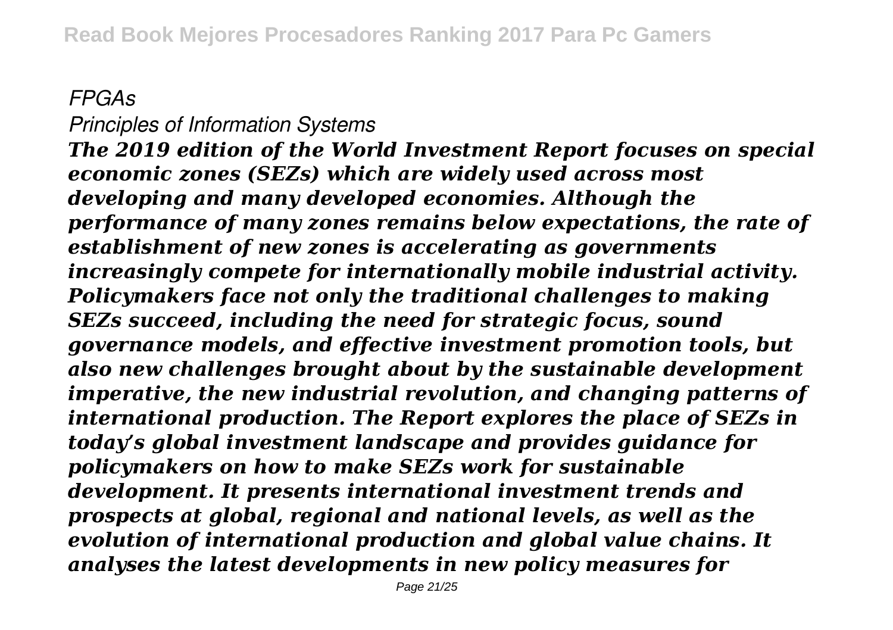*FPGAs*

*Principles of Information Systems*

***The 2019 edition of the World Investment Report focuses on special economic zones (SEZs) which are widely used across most developing and many developed economies. Although the performance of many zones remains below expectations, the rate of establishment of new zones is accelerating as governments increasingly compete for internationally mobile industrial activity. Policymakers face not only the traditional challenges to making SEZs succeed, including the need for strategic focus, sound governance models, and effective investment promotion tools, but also new challenges brought about by the sustainable development imperative, the new industrial revolution, and changing patterns of international production. The Report explores the place of SEZs in today's global investment landscape and provides guidance for policymakers on how to make SEZs work for sustainable development. It presents international investment trends and prospects at global, regional and national levels, as well as the evolution of international production and global value chains. It analyses the latest developments in new policy measures for***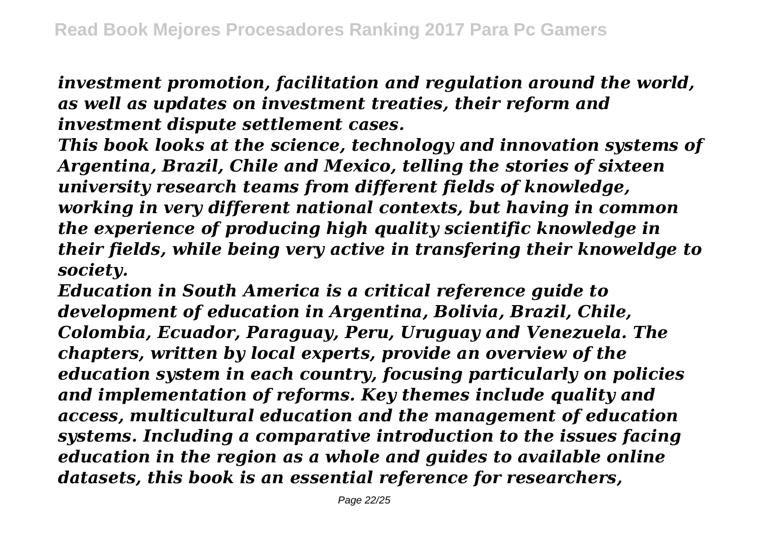*investment promotion, facilitation and regulation around the world, as well as updates on investment treaties, their reform and investment dispute settlement cases.*

*This book looks at the science, technology and innovation systems of Argentina, Brazil, Chile and Mexico, telling the stories of sixteen university research teams from different fields of knowledge, working in very different national contexts, but having in common the experience of producing high quality scientific knowledge in their fields, while being very active in transfering their knoweldge to society.*

*Education in South America is a critical reference guide to development of education in Argentina, Bolivia, Brazil, Chile, Colombia, Ecuador, Paraguay, Peru, Uruguay and Venezuela. The chapters, written by local experts, provide an overview of the education system in each country, focusing particularly on policies and implementation of reforms. Key themes include quality and access, multicultural education and the management of education systems. Including a comparative introduction to the issues facing education in the region as a whole and guides to available online datasets, this book is an essential reference for researchers,*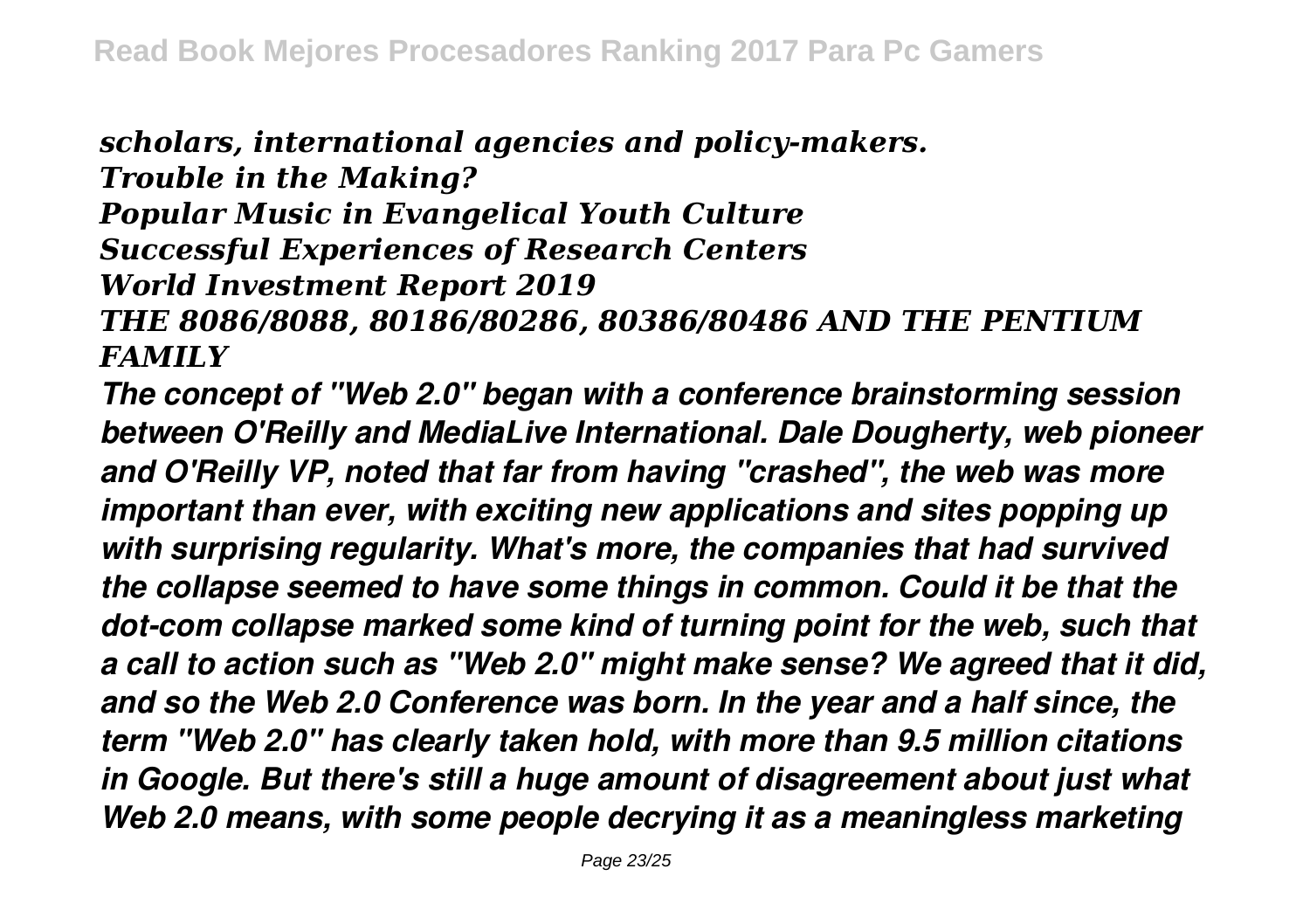*scholars, international agencies and policy-makers.*
*Trouble in the Making?*
*Popular Music in Evangelical Youth Culture*
*Successful Experiences of Research Centers*
*World Investment Report 2019*
*THE 8086/8088, 80186/80286, 80386/80486 AND THE PENTIUM FAMILY*

*The concept of "Web 2.0" began with a conference brainstorming session between O'Reilly and MediaLive International. Dale Dougherty, web pioneer and O'Reilly VP, noted that far from having "crashed", the web was more important than ever, with exciting new applications and sites popping up with surprising regularity. What's more, the companies that had survived the collapse seemed to have some things in common. Could it be that the dot-com collapse marked some kind of turning point for the web, such that a call to action such as "Web 2.0" might make sense? We agreed that it did, and so the Web 2.0 Conference was born. In the year and a half since, the term "Web 2.0" has clearly taken hold, with more than 9.5 million citations in Google. But there's still a huge amount of disagreement about just what Web 2.0 means, with some people decrying it as a meaningless marketing*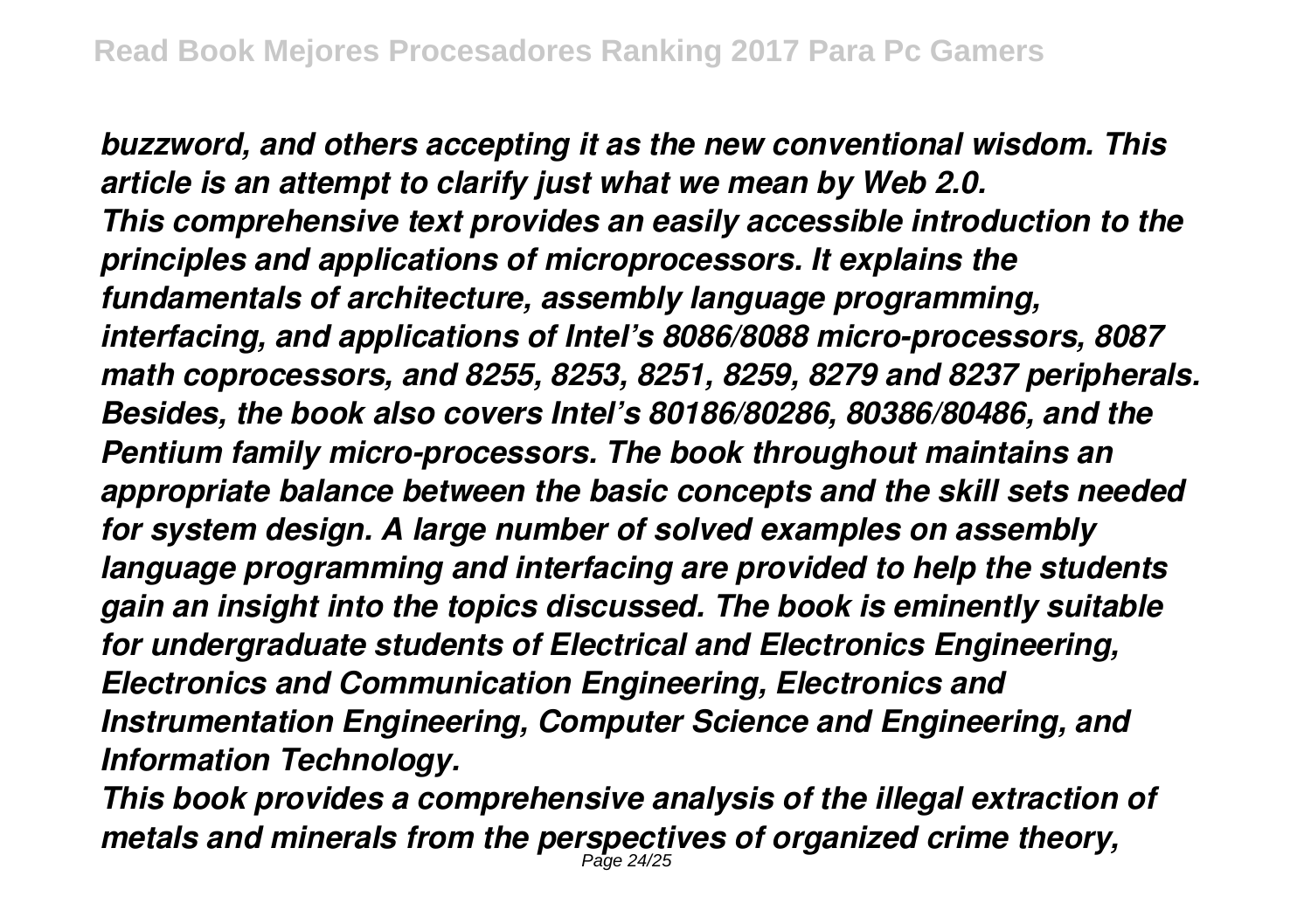*buzzword, and others accepting it as the new conventional wisdom. This article is an attempt to clarify just what we mean by Web 2.0.*

*This comprehensive text provides an easily accessible introduction to the principles and applications of microprocessors. It explains the fundamentals of architecture, assembly language programming, interfacing, and applications of Intel's 8086/8088 micro-processors, 8087 math coprocessors, and 8255, 8253, 8251, 8259, 8279 and 8237 peripherals. Besides, the book also covers Intel's 80186/80286, 80386/80486, and the Pentium family micro-processors. The book throughout maintains an appropriate balance between the basic concepts and the skill sets needed for system design. A large number of solved examples on assembly language programming and interfacing are provided to help the students gain an insight into the topics discussed. The book is eminently suitable for undergraduate students of Electrical and Electronics Engineering, Electronics and Communication Engineering, Electronics and Instrumentation Engineering, Computer Science and Engineering, and Information Technology.*

*This book provides a comprehensive analysis of the illegal extraction of metals and minerals from the perspectives of organized crime theory,*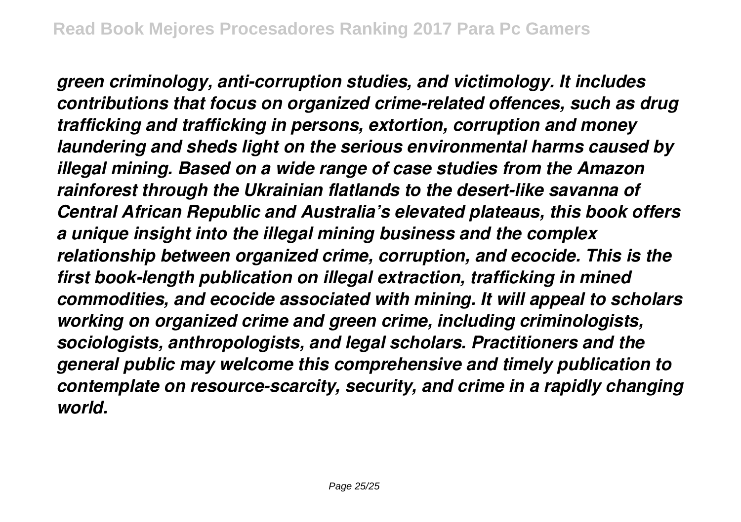*green criminology, anti-corruption studies, and victimology. It includes contributions that focus on organized crime-related offences, such as drug trafficking and trafficking in persons, extortion, corruption and money laundering and sheds light on the serious environmental harms caused by illegal mining. Based on a wide range of case studies from the Amazon rainforest through the Ukrainian flatlands to the desert-like savanna of Central African Republic and Australia's elevated plateaus, this book offers a unique insight into the illegal mining business and the complex relationship between organized crime, corruption, and ecocide. This is the first book-length publication on illegal extraction, trafficking in mined commodities, and ecocide associated with mining. It will appeal to scholars working on organized crime and green crime, including criminologists, sociologists, anthropologists, and legal scholars. Practitioners and the general public may welcome this comprehensive and timely publication to contemplate on resource-scarcity, security, and crime in a rapidly changing world.*